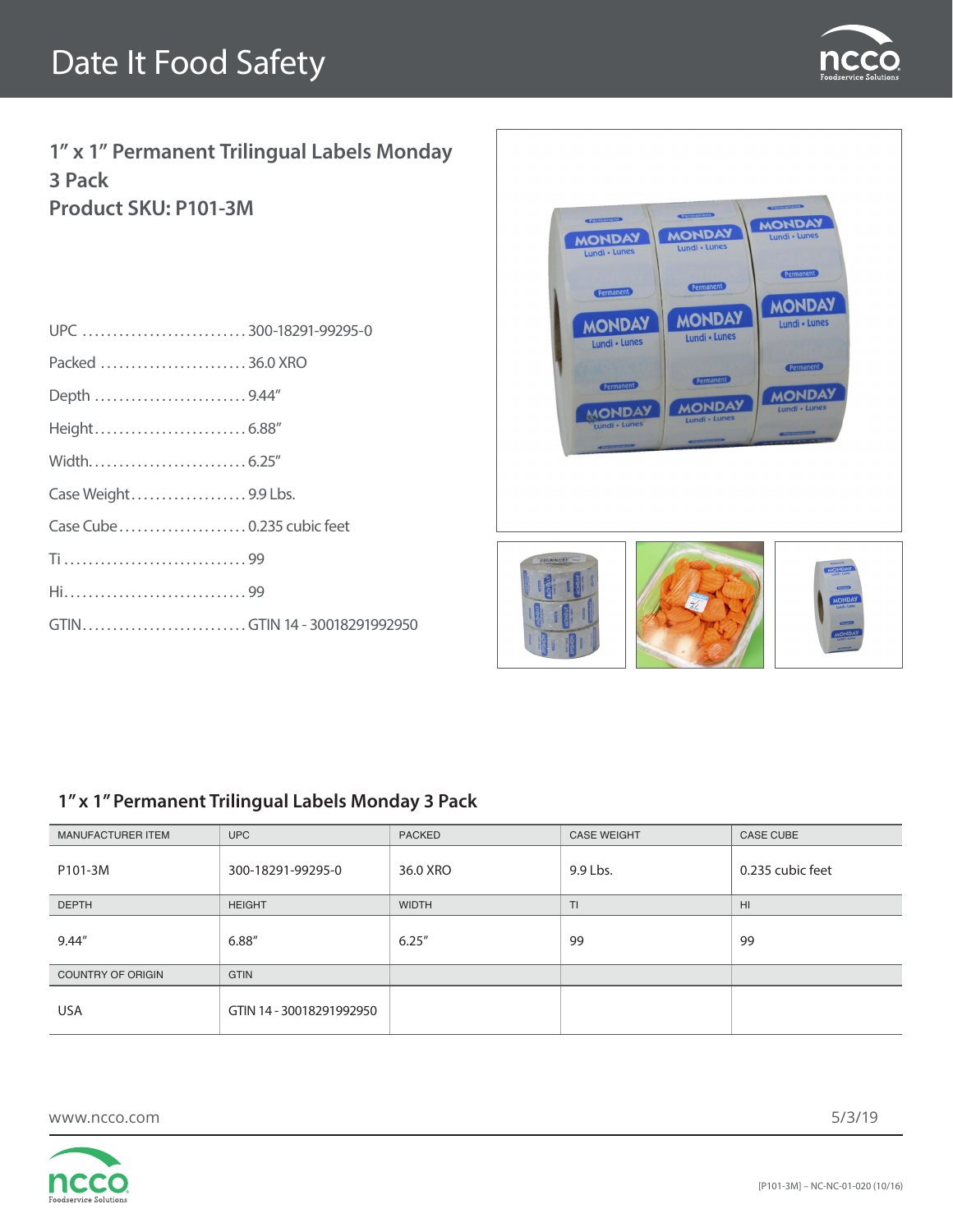# Date It Food Safety

## 1" x 1" Permanent Trilingual Labels Monday 3 Pack
## Product SKU: P101-3M

UPC ........................... 300-18291-99295-0

Packed ........................ 36.0 XRO

Depth ......................... 9.44"

Height......................... 6.88"

Width.......................... 6.25"

Case Weight................... 9.9 Lbs.

Case Cube..................... 0.235 cubic feet

Ti .............................. 99

Hi.............................. 99

GTIN.......................... GTIN 14 - 30018291992950

### 1" x 1" Permanent Trilingual Labels Monday 3 Pack

| MANUFACTURER ITEM | UPC | PACKED | CASE WEIGHT | CASE CUBE |
|---|---|---|---|---|
| P101-3M | 300-18291-99295-0 | 36.0 XRO | 9.9 Lbs. | 0.235 cubic feet |
| DEPTH | HEIGHT | WIDTH | TI | HI |
| 9.44" | 6.88" | 6.25" | 99 | 99 |
| COUNTRY OF ORIGIN | GTIN | | | |
| USA | GTIN 14 - 30018291992950 | | | |

www.ncco.com

5/3/19

[P101-3M] – NC-NC-01-020 (10/16)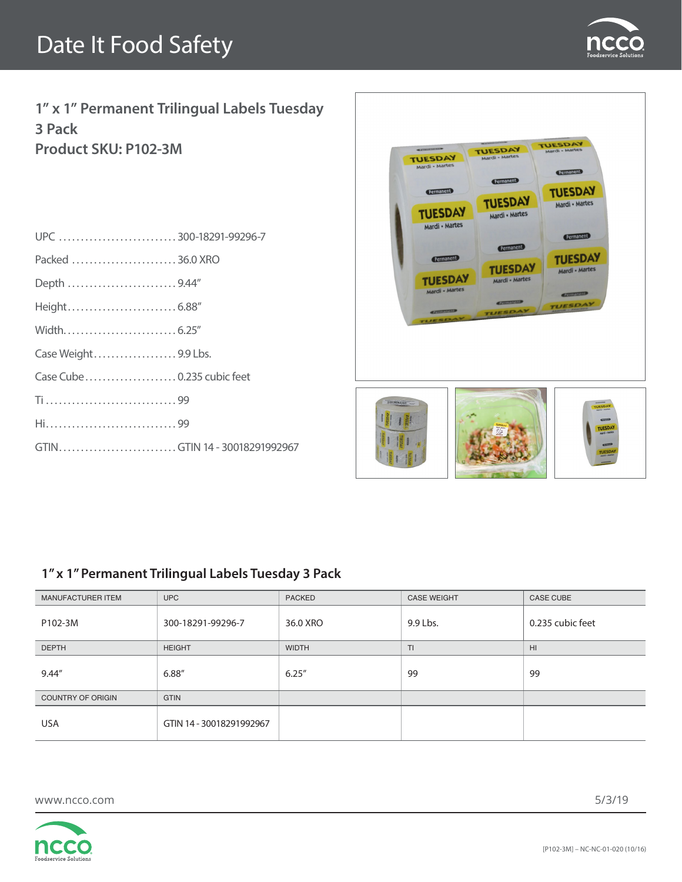# Date It Food Safety

## 1" x 1" Permanent Trilingual Labels Tuesday 3 Pack
## Product SKU: P102-3M

UPC ........................... 300-18291-99296-7

Packed ........................ 36.0 XRO

Depth ......................... 9.44"

Height......................... 6.88"

Width.......................... 6.25"

Case Weight................... 9.9 Lbs.

Case Cube..................... 0.235 cubic feet

Ti .............................. 99

Hi.............................. 99

GTIN........................... GTIN 14 - 30018291992967

### 1" x 1" Permanent Trilingual Labels Tuesday 3 Pack

| MANUFACTURER ITEM | UPC | PACKED | CASE WEIGHT | CASE CUBE |
|---|---|---|---|---|
| P102-3M | 300-18291-99296-7 | 36.0 XRO | 9.9 Lbs. | 0.235 cubic feet |
| DEPTH | HEIGHT | WIDTH | TI | HI |
| 9.44" | 6.88" | 6.25" | 99 | 99 |
| COUNTRY OF ORIGIN | GTIN | | | |
| USA | GTIN 14 - 30018291992967 | | | |

www.ncco.com

5/3/19

[P102-3M] – NC-NC-01-020 (10/16)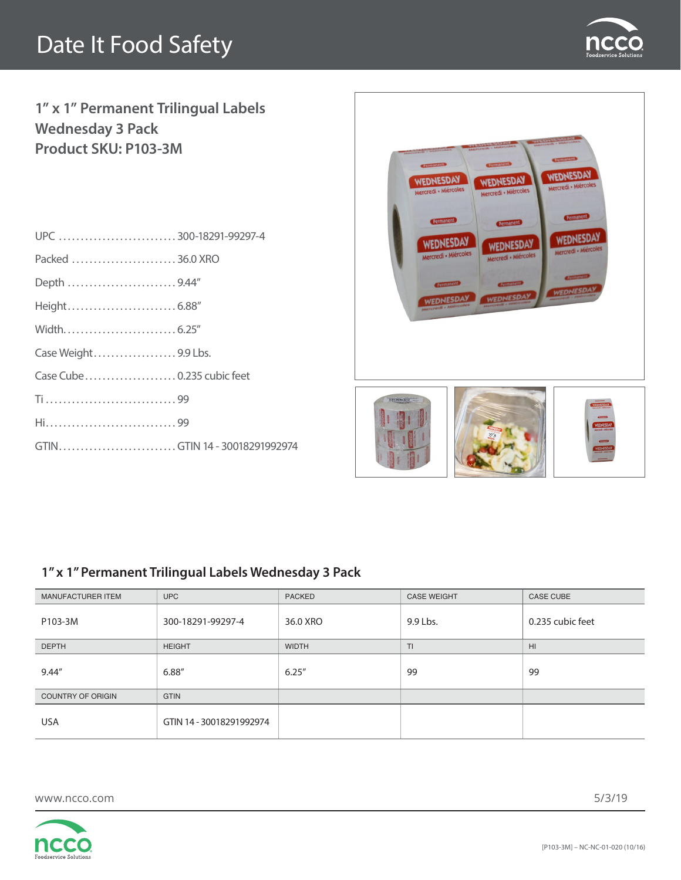# Date It Food Safety

## 1" x 1" Permanent Trilingual Labels Wednesday 3 Pack Product SKU: P103-3M

UPC ........................... 300-18291-99297-4

Packed ........................ 36.0 XRO

Depth ......................... 9.44"

Height......................... 6.88"

Width.......................... 6.25"

Case Weight................... 9.9 Lbs.

Case Cube..................... 0.235 cubic feet

Ti .............................. 99

Hi.............................. 99

GTIN.......................... GTIN 14 - 30018291992974

### 1" x 1" Permanent Trilingual Labels Wednesday 3 Pack

| MANUFACTURER ITEM | UPC | PACKED | CASE WEIGHT | CASE CUBE |
|---|---|---|---|---|
| P103-3M | 300-18291-99297-4 | 36.0 XRO | 9.9 Lbs. | 0.235 cubic feet |
| DEPTH | HEIGHT | WIDTH | TI | HI |
| 9.44" | 6.88" | 6.25" | 99 | 99 |
| COUNTRY OF ORIGIN | GTIN | | | |
| USA | GTIN 14 - 30018291992974 | | | |

www.ncco.com

5/3/19

[P103-3M] – NC-NC-01-020 (10/16)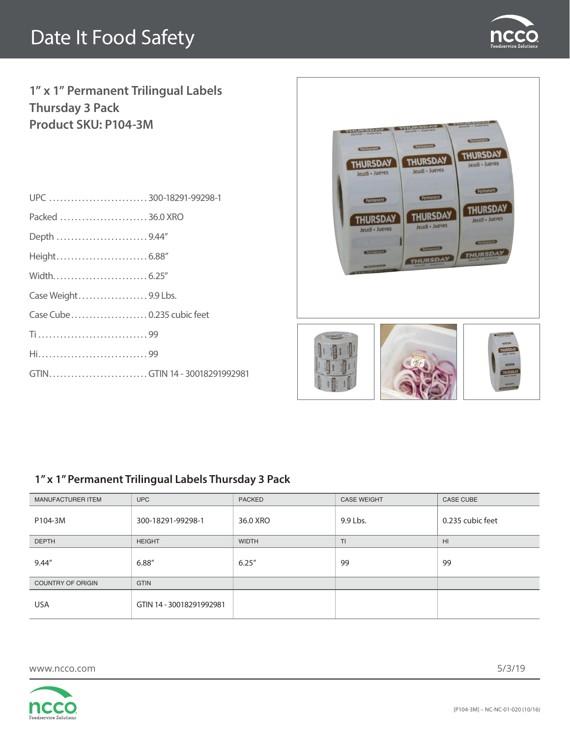# Date It Food Safety

## 1" x 1" Permanent Trilingual Labels Thursday 3 Pack Product SKU: P104-3M

UPC ........................... 300-18291-99298-1

Packed ........................ 36.0 XRO

Depth ......................... 9.44"

Height......................... 6.88"

Width.......................... 6.25"

Case Weight................... 9.9 Lbs.

Case Cube..................... 0.235 cubic feet

Ti .............................. 99

Hi.............................. 99

GTIN........................... GTIN 14 - 30018291992981

## 1" x 1" Permanent Trilingual Labels Thursday 3 Pack

| MANUFACTURER ITEM | UPC | PACKED | CASE WEIGHT | CASE CUBE |
|---|---|---|---|---|
| P104-3M | 300-18291-99298-1 | 36.0 XRO | 9.9 Lbs. | 0.235 cubic feet |
| DEPTH | HEIGHT | WIDTH | TI | HI |
| 9.44" | 6.88" | 6.25" | 99 | 99 |
| COUNTRY OF ORIGIN | GTIN | | | |
| USA | GTIN 14 - 30018291992981 | | | |

www.ncco.com

5/3/19

[P104-3M] – NC-NC-01-020 (10/16)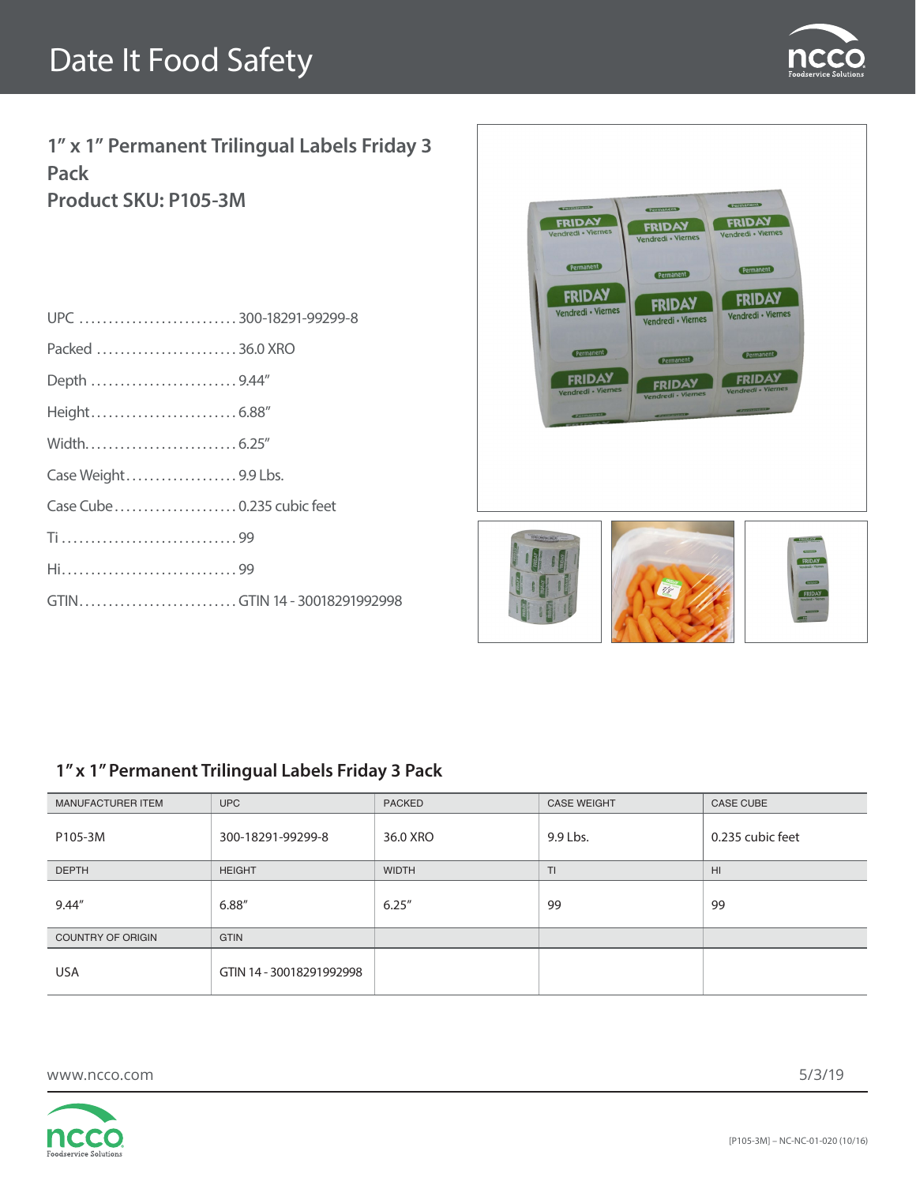# Date It Food Safety

## 1" x 1" Permanent Trilingual Labels Friday 3 Pack

## Product SKU: P105-3M

UPC ........................... 300-18291-99299-8

Packed ........................ 36.0 XRO

Depth ......................... 9.44"

Height......................... 6.88"

Width.......................... 6.25"

Case Weight................... 9.9 Lbs.

Case Cube..................... 0.235 cubic feet

Ti .............................. 99

Hi.............................. 99

GTIN........................... GTIN 14 - 30018291992998

### 1" x 1" Permanent Trilingual Labels Friday 3 Pack

| MANUFACTURER ITEM | UPC | PACKED | CASE WEIGHT | CASE CUBE |
|---|---|---|---|---|
| P105-3M | 300-18291-99299-8 | 36.0 XRO | 9.9 Lbs. | 0.235 cubic feet |
| DEPTH | HEIGHT | WIDTH | TI | HI |
| 9.44" | 6.88" | 6.25" | 99 | 99 |
| COUNTRY OF ORIGIN | GTIN | | | |
| USA | GTIN 14 - 30018291992998 | | | |

www.ncco.com

5/3/19

[P105-3M] – NC-NC-01-020 (10/16)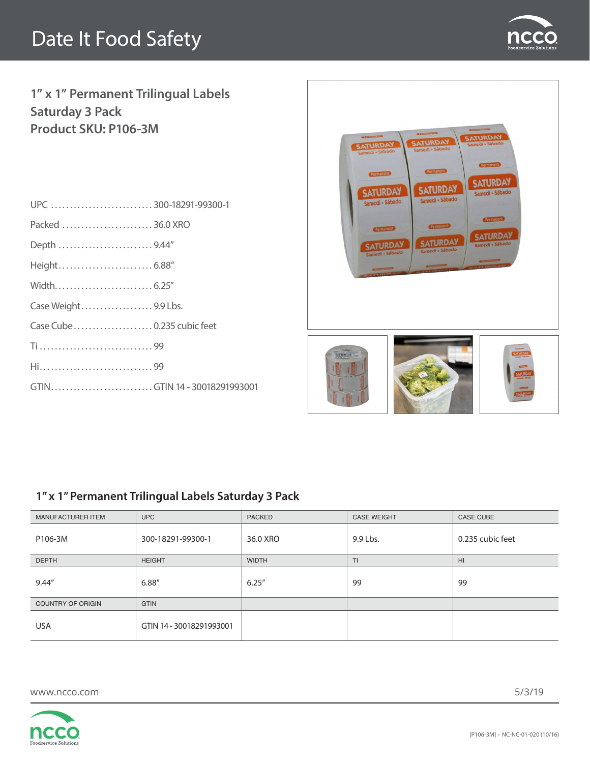# Date It Food Safety

## 1" x 1" Permanent Trilingual Labels Saturday 3 Pack
## Product SKU: P106-3M

UPC ........................... 300-18291-99300-1

Packed ........................ 36.0 XRO

Depth ......................... 9.44"

Height......................... 6.88"

Width.......................... 6.25"

Case Weight................... 9.9 Lbs.

Case Cube..................... 0.235 cubic feet

Ti .............................. 99

Hi.............................. 99

GTIN........................... GTIN 14 - 30018291993001

## 1" x 1" Permanent Trilingual Labels Saturday 3 Pack

| MANUFACTURER ITEM | UPC | PACKED | CASE WEIGHT | CASE CUBE |
|---|---|---|---|---|
| P106-3M | 300-18291-99300-1 | 36.0 XRO | 9.9 Lbs. | 0.235 cubic feet |
| DEPTH | HEIGHT | WIDTH | TI | HI |
| 9.44" | 6.88" | 6.25" | 99 | 99 |
| COUNTRY OF ORIGIN | GTIN | | | |
| USA | GTIN 14 - 30018291993001 | | | |

www.ncco.com

5/3/19

[P106-3M] – NC-NC-01-020 (10/16)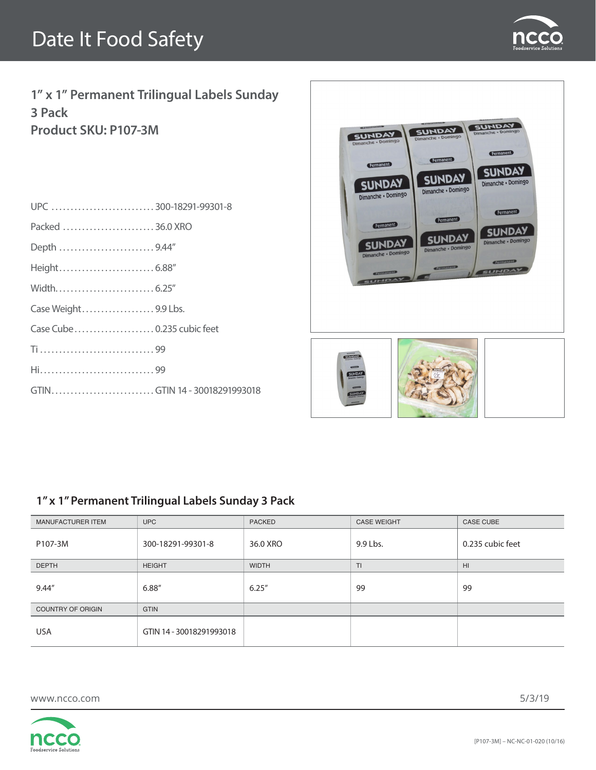# Date It Food Safety

## 1" x 1" Permanent Trilingual Labels Sunday 3 Pack
## Product SKU: P107-3M

UPC ........................... 300-18291-99301-8

Packed ........................ 36.0 XRO

Depth ......................... 9.44"

Height......................... 6.88"

Width.......................... 6.25"

Case Weight................... 9.9 Lbs.

Case Cube..................... 0.235 cubic feet

Ti .............................. 99

Hi.............................. 99

GTIN........................... GTIN 14 - 30018291993018

### 1" x 1" Permanent Trilingual Labels Sunday 3 Pack

| MANUFACTURER ITEM | UPC | PACKED | CASE WEIGHT | CASE CUBE |
|---|---|---|---|---|
| P107-3M | 300-18291-99301-8 | 36.0 XRO | 9.9 Lbs. | 0.235 cubic feet |
| DEPTH | HEIGHT | WIDTH | TI | HI |
| 9.44" | 6.88" | 6.25" | 99 | 99 |
| COUNTRY OF ORIGIN | GTIN | | | |
| USA | GTIN 14 - 30018291993018 | | | |

www.ncco.com

5/3/19

[P107-3M] – NC-NC-01-020 (10/16)